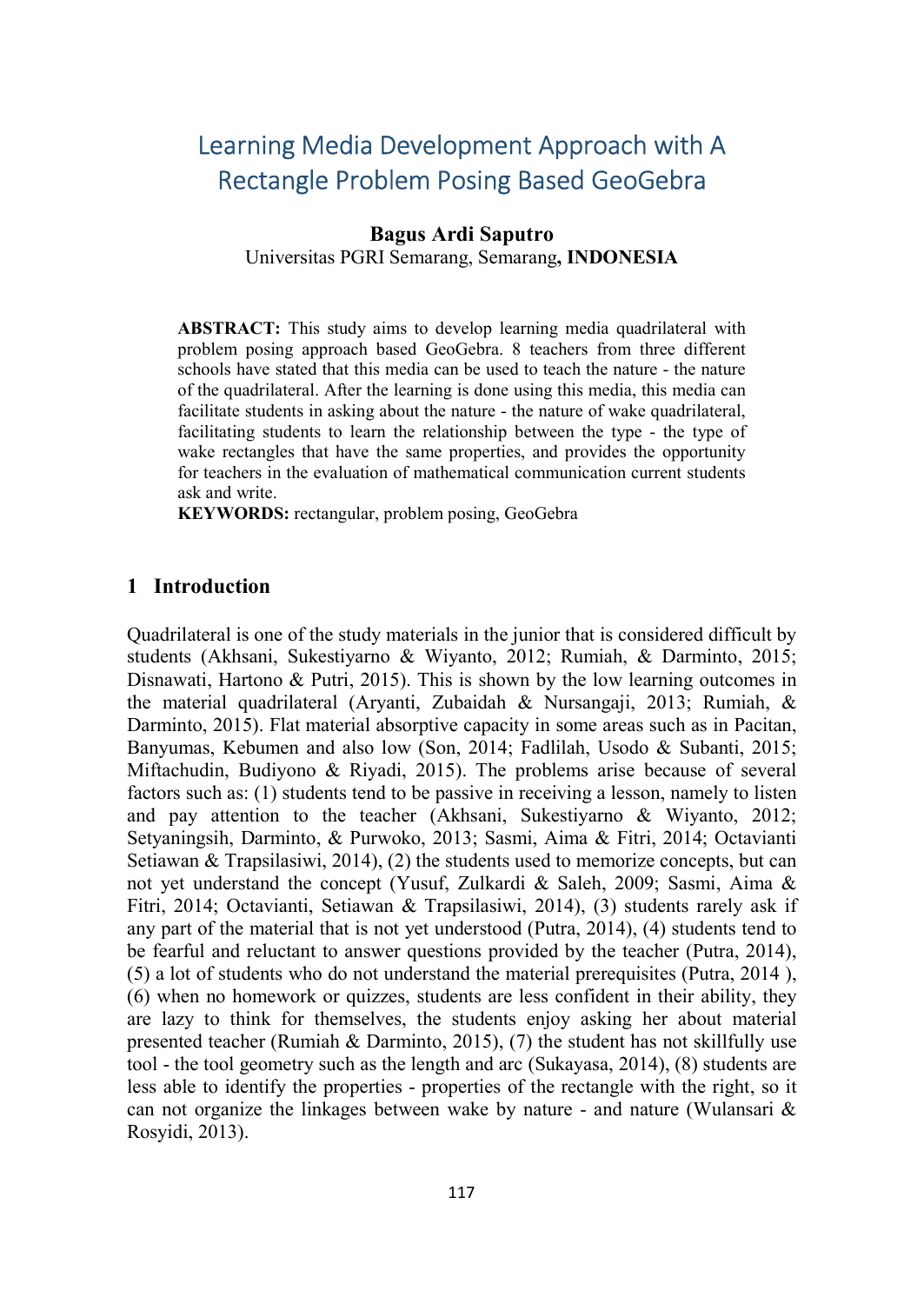# Learning Media Development Approach with A Rectangle Problem Posing Based GeoGebra

**Bagus Ardi Saputro**
Universitas PGRI Semarang, Semarang**, INDONESIA**

**ABSTRACT:** This study aims to develop learning media quadrilateral with problem posing approach based GeoGebra. 8 teachers from three different schools have stated that this media can be used to teach the nature - the nature of the quadrilateral. After the learning is done using this media, this media can facilitate students in asking about the nature - the nature of wake quadrilateral, facilitating students to learn the relationship between the type - the type of wake rectangles that have the same properties, and provides the opportunity for teachers in the evaluation of mathematical communication current students ask and write.

**KEYWORDS:** rectangular, problem posing, GeoGebra

## 1 Introduction

Quadrilateral is one of the study materials in the junior that is considered difficult by students (Akhsani, Sukestiyarno & Wiyanto, 2012; Rumiah, & Darminto, 2015; Disnawati, Hartono & Putri, 2015). This is shown by the low learning outcomes in the material quadrilateral (Aryanti, Zubaidah & Nursangaji, 2013; Rumiah, & Darminto, 2015). Flat material absorptive capacity in some areas such as in Pacitan, Banyumas, Kebumen and also low (Son, 2014; Fadlilah, Usodo & Subanti, 2015; Miftachudin, Budiyono & Riyadi, 2015). The problems arise because of several factors such as: (1) students tend to be passive in receiving a lesson, namely to listen and pay attention to the teacher (Akhsani, Sukestiyarno & Wiyanto, 2012; Setyaningsih, Darminto, & Purwoko, 2013; Sasmi, Aima & Fitri, 2014; Octavianti Setiawan & Trapsilasiwi, 2014), (2) the students used to memorize concepts, but can not yet understand the concept (Yusuf, Zulkardi & Saleh, 2009; Sasmi, Aima & Fitri, 2014; Octavianti, Setiawan & Trapsilasiwi, 2014), (3) students rarely ask if any part of the material that is not yet understood (Putra, 2014), (4) students tend to be fearful and reluctant to answer questions provided by the teacher (Putra, 2014), (5) a lot of students who do not understand the material prerequisites (Putra, 2014 ), (6) when no homework or quizzes, students are less confident in their ability, they are lazy to think for themselves, the students enjoy asking her about material presented teacher (Rumiah & Darminto, 2015), (7) the student has not skillfully use tool - the tool geometry such as the length and arc (Sukayasa, 2014), (8) students are less able to identify the properties - properties of the rectangle with the right, so it can not organize the linkages between wake by nature - and nature (Wulansari & Rosyidi, 2013).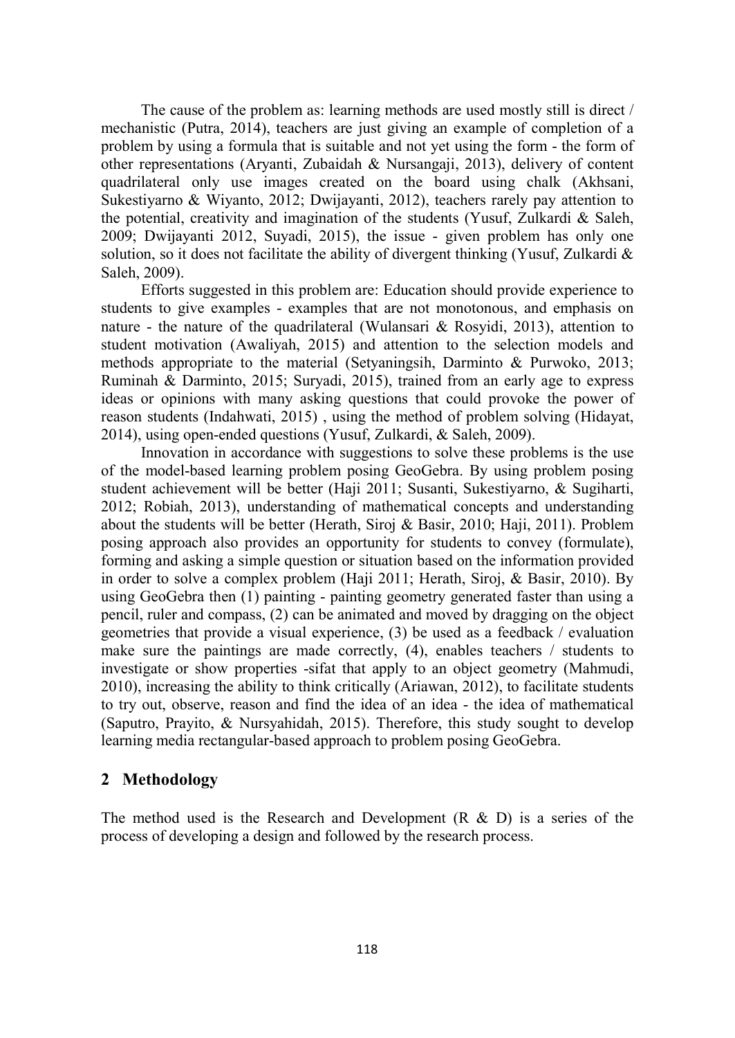The cause of the problem as: learning methods are used mostly still is direct / mechanistic (Putra, 2014), teachers are just giving an example of completion of a problem by using a formula that is suitable and not yet using the form - the form of other representations (Aryanti, Zubaidah & Nursangaji, 2013), delivery of content quadrilateral only use images created on the board using chalk (Akhsani, Sukestiyarno & Wiyanto, 2012; Dwijayanti, 2012), teachers rarely pay attention to the potential, creativity and imagination of the students (Yusuf, Zulkardi & Saleh, 2009; Dwijayanti 2012, Suyadi, 2015), the issue - given problem has only one solution, so it does not facilitate the ability of divergent thinking (Yusuf, Zulkardi & Saleh, 2009).

Efforts suggested in this problem are: Education should provide experience to students to give examples - examples that are not monotonous, and emphasis on nature - the nature of the quadrilateral (Wulansari & Rosyidi, 2013), attention to student motivation (Awaliyah, 2015) and attention to the selection models and methods appropriate to the material (Setyaningsih, Darminto & Purwoko, 2013; Ruminah & Darminto, 2015; Suryadi, 2015), trained from an early age to express ideas or opinions with many asking questions that could provoke the power of reason students (Indahwati, 2015) , using the method of problem solving (Hidayat, 2014), using open-ended questions (Yusuf, Zulkardi, & Saleh, 2009).

Innovation in accordance with suggestions to solve these problems is the use of the model-based learning problem posing GeoGebra. By using problem posing student achievement will be better (Haji 2011; Susanti, Sukestiyarno, & Sugiharti, 2012; Robiah, 2013), understanding of mathematical concepts and understanding about the students will be better (Herath, Siroj & Basir, 2010; Haji, 2011). Problem posing approach also provides an opportunity for students to convey (formulate), forming and asking a simple question or situation based on the information provided in order to solve a complex problem (Haji 2011; Herath, Siroj, & Basir, 2010). By using GeoGebra then (1) painting - painting geometry generated faster than using a pencil, ruler and compass, (2) can be animated and moved by dragging on the object geometries that provide a visual experience, (3) be used as a feedback / evaluation make sure the paintings are made correctly, (4), enables teachers / students to investigate or show properties -sifat that apply to an object geometry (Mahmudi, 2010), increasing the ability to think critically (Ariawan, 2012), to facilitate students to try out, observe, reason and find the idea of an idea - the idea of mathematical (Saputro, Prayito, & Nursyahidah, 2015). Therefore, this study sought to develop learning media rectangular-based approach to problem posing GeoGebra.

## 2 Methodology

The method used is the Research and Development (R & D) is a series of the process of developing a design and followed by the research process.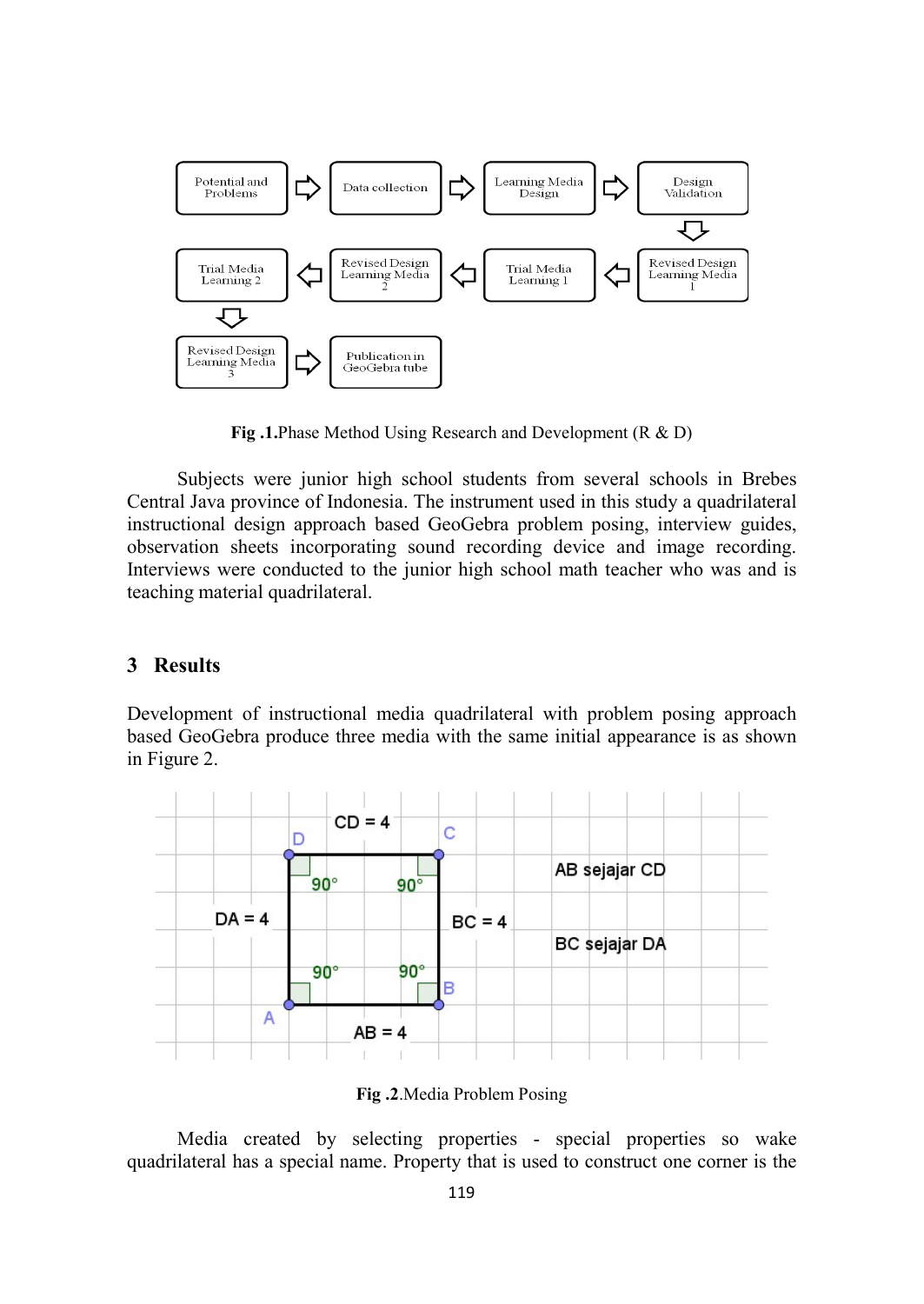Fig .1.Phase Method Using Research and Development (R & D)

Subjects were junior high school students from several schools in Brebes Central Java province of Indonesia. The instrument used in this study a quadrilateral instructional design approach based GeoGebra problem posing, interview guides, observation sheets incorporating sound recording device and image recording. Interviews were conducted to the junior high school math teacher who was and is teaching material quadrilateral.

## 3 Results

Development of instructional media quadrilateral with problem posing approach based GeoGebra produce three media with the same initial appearance is as shown in Figure 2.

Fig .2.Media Problem Posing

Media created by selecting properties - special properties so wake quadrilateral has a special name. Property that is used to construct one corner is the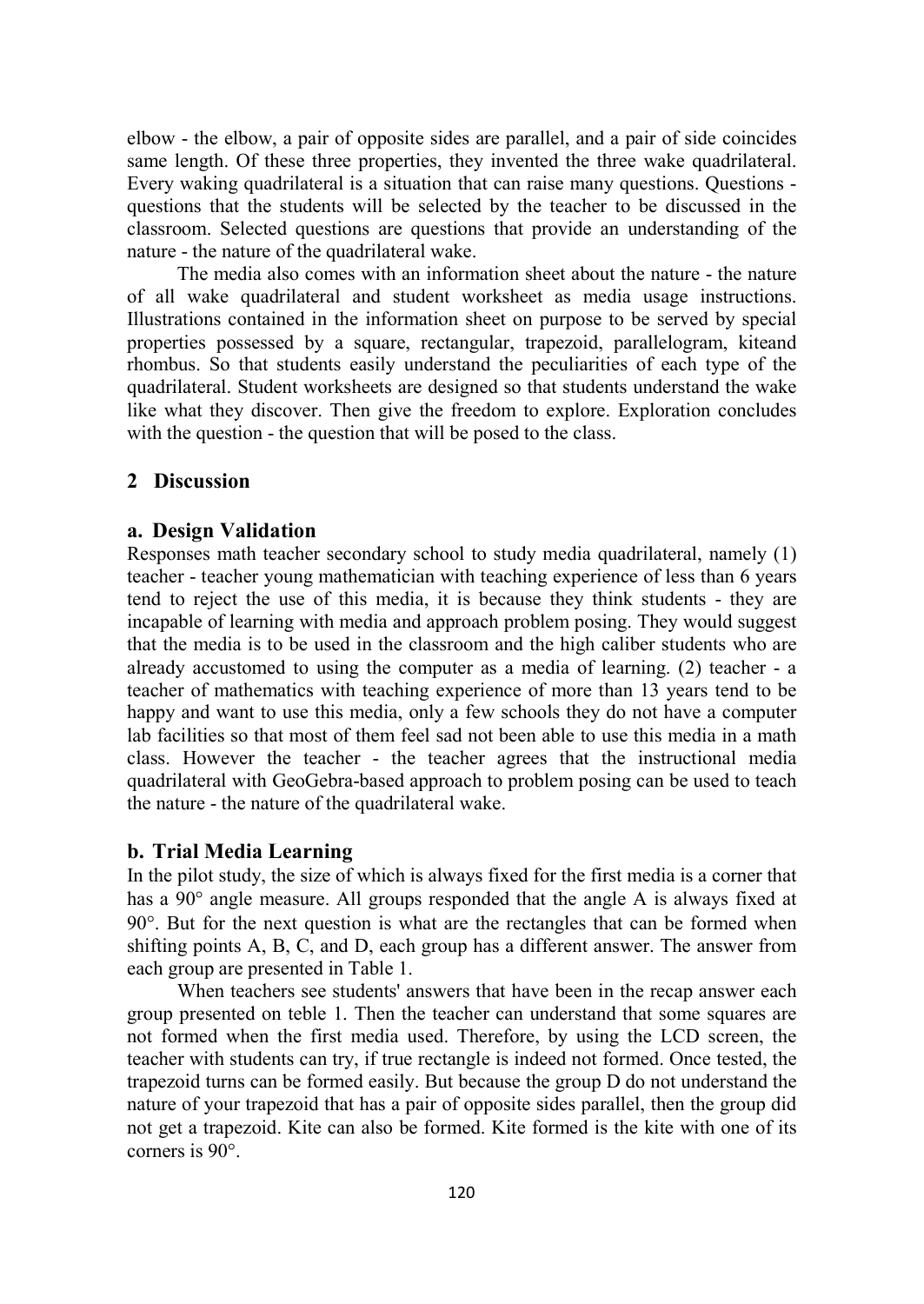elbow - the elbow, a pair of opposite sides are parallel, and a pair of side coincides same length. Of these three properties, they invented the three wake quadrilateral. Every waking quadrilateral is a situation that can raise many questions. Questions - questions that the students will be selected by the teacher to be discussed in the classroom. Selected questions are questions that provide an understanding of the nature - the nature of the quadrilateral wake.

The media also comes with an information sheet about the nature - the nature of all wake quadrilateral and student worksheet as media usage instructions. Illustrations contained in the information sheet on purpose to be served by special properties possessed by a square, rectangular, trapezoid, parallelogram, kiteand rhombus. So that students easily understand the peculiarities of each type of the quadrilateral. Student worksheets are designed so that students understand the wake like what they discover. Then give the freedom to explore. Exploration concludes with the question - the question that will be posed to the class.

## 2 Discussion

### a. Design Validation

Responses math teacher secondary school to study media quadrilateral, namely (1) teacher - teacher young mathematician with teaching experience of less than 6 years tend to reject the use of this media, it is because they think students - they are incapable of learning with media and approach problem posing. They would suggest that the media is to be used in the classroom and the high caliber students who are already accustomed to using the computer as a media of learning. (2) teacher - a teacher of mathematics with teaching experience of more than 13 years tend to be happy and want to use this media, only a few schools they do not have a computer lab facilities so that most of them feel sad not been able to use this media in a math class. However the teacher - the teacher agrees that the instructional media quadrilateral with GeoGebra-based approach to problem posing can be used to teach the nature - the nature of the quadrilateral wake.

### b. Trial Media Learning

In the pilot study, the size of which is always fixed for the first media is a corner that has a 90° angle measure. All groups responded that the angle A is always fixed at 90°. But for the next question is what are the rectangles that can be formed when shifting points A, B, C, and D, each group has a different answer. The answer from each group are presented in Table 1.

When teachers see students' answers that have been in the recap answer each group presented on teble 1. Then the teacher can understand that some squares are not formed when the first media used. Therefore, by using the LCD screen, the teacher with students can try, if true rectangle is indeed not formed. Once tested, the trapezoid turns can be formed easily. But because the group D do not understand the nature of your trapezoid that has a pair of opposite sides parallel, then the group did not get a trapezoid. Kite can also be formed. Kite formed is the kite with one of its corners is 90°.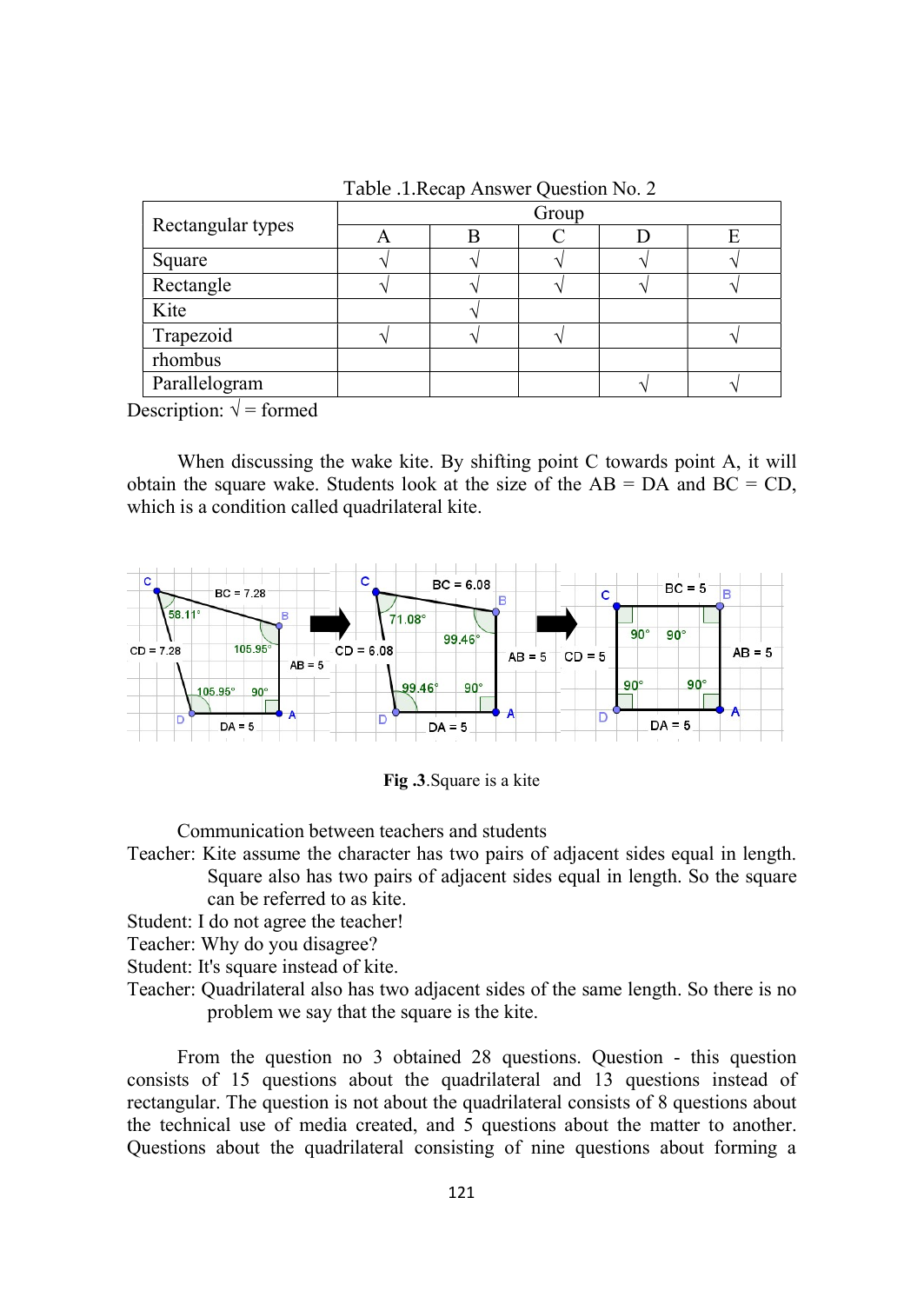Table .1.Recap Answer Question No. 2

| Rectangular types | Group | | | | |
|---|---|---|---|---|---|
| | A | B | C | D | E |
| Square | √ | √ | √ | √ | √ |
| Rectangle | √ | √ | √ | √ | √ |
| Kite | | √ | | | |
| Trapezoid | √ | √ | √ | | √ |
| rhombus | | | | | |
| Parallelogram | | | | √ | √ |

Description: √ = formed

When discussing the wake kite. By shifting point C towards point A, it will obtain the square wake. Students look at the size of the AB = DA and BC = CD, which is a condition called quadrilateral kite.

**Fig .3**.Square is a kite

Communication between teachers and students

Teacher: Kite assume the character has two pairs of adjacent sides equal in length. Square also has two pairs of adjacent sides equal in length. So the square can be referred to as kite.

Student: I do not agree the teacher!

Teacher: Why do you disagree?

Student: It's square instead of kite.

Teacher: Quadrilateral also has two adjacent sides of the same length. So there is no problem we say that the square is the kite.

From the question no 3 obtained 28 questions. Question - this question consists of 15 questions about the quadrilateral and 13 questions instead of rectangular. The question is not about the quadrilateral consists of 8 questions about the technical use of media created, and 5 questions about the matter to another. Questions about the quadrilateral consisting of nine questions about forming a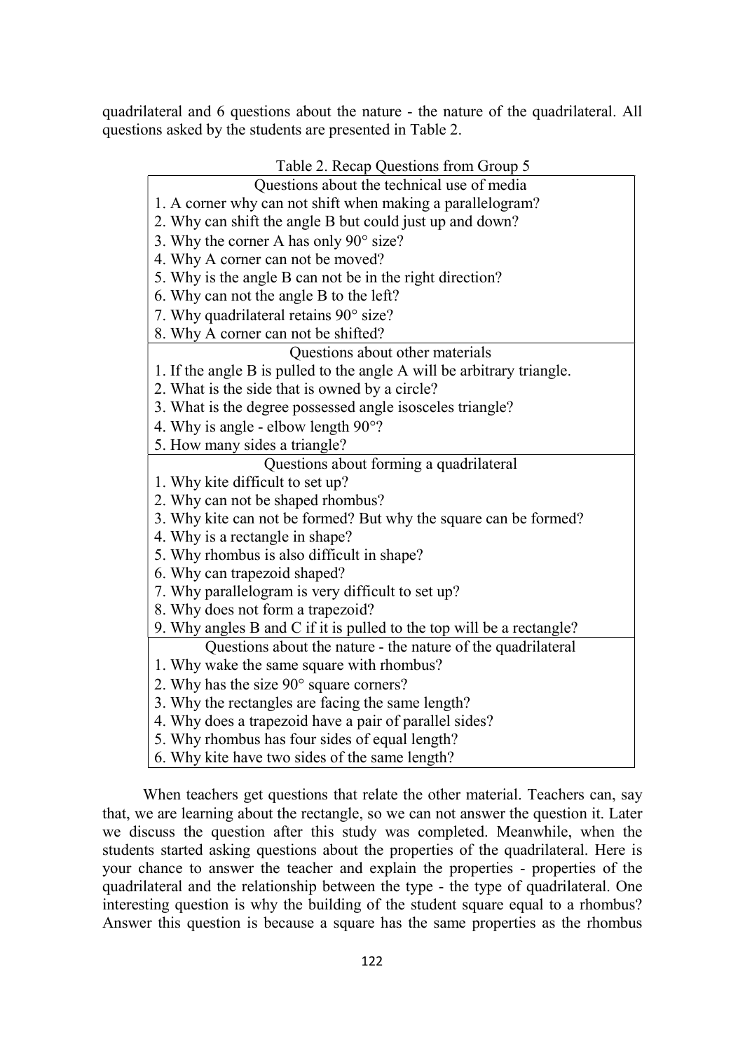quadrilateral and 6 questions about the nature - the nature of the quadrilateral. All questions asked by the students are presented in Table 2.

Table 2. Recap Questions from Group 5

| Questions about the technical use of media |
|---|
| 1. A corner why can not shift when making a parallelogram? |
| 2. Why can shift the angle B but could just up and down? |
| 3. Why the corner A has only 90° size? |
| 4. Why A corner can not be moved? |
| 5. Why is the angle B can not be in the right direction? |
| 6. Why can not the angle B to the left? |
| 7. Why quadrilateral retains 90° size? |
| 8. Why A corner can not be shifted? |
| **Questions about other materials** |
| 1. If the angle B is pulled to the angle A will be arbitrary triangle. |
| 2. What is the side that is owned by a circle? |
| 3. What is the degree possessed angle isosceles triangle? |
| 4. Why is angle - elbow length 90°? |
| 5. How many sides a triangle? |
| **Questions about forming a quadrilateral** |
| 1. Why kite difficult to set up? |
| 2. Why can not be shaped rhombus? |
| 3. Why kite can not be formed? But why the square can be formed? |
| 4. Why is a rectangle in shape? |
| 5. Why rhombus is also difficult in shape? |
| 6. Why can trapezoid shaped? |
| 7. Why parallelogram is very difficult to set up? |
| 8. Why does not form a trapezoid? |
| 9. Why angles B and C if it is pulled to the top will be a rectangle? |
| **Questions about the nature - the nature of the quadrilateral** |
| 1. Why wake the same square with rhombus? |
| 2. Why has the size 90° square corners? |
| 3. Why the rectangles are facing the same length? |
| 4. Why does a trapezoid have a pair of parallel sides? |
| 5. Why rhombus has four sides of equal length? |
| 6. Why kite have two sides of the same length? |

When teachers get questions that relate the other material. Teachers can, say that, we are learning about the rectangle, so we can not answer the question it. Later we discuss the question after this study was completed. Meanwhile, when the students started asking questions about the properties of the quadrilateral. Here is your chance to answer the teacher and explain the properties - properties of the quadrilateral and the relationship between the type - the type of quadrilateral. One interesting question is why the building of the student square equal to a rhombus? Answer this question is because a square has the same properties as the rhombus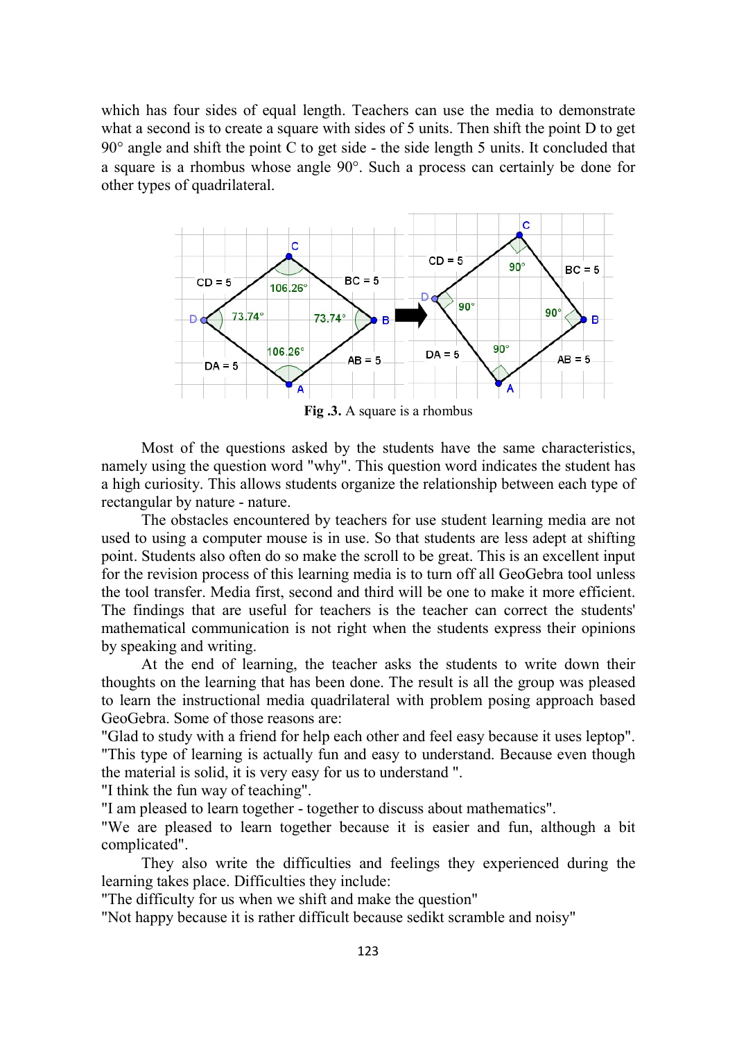which has four sides of equal length. Teachers can use the media to demonstrate what a second is to create a square with sides of 5 units. Then shift the point D to get 90° angle and shift the point C to get side - the side length 5 units. It concluded that a square is a rhombus whose angle 90°. Such a process can certainly be done for other types of quadrilateral.

**Fig .3.** A square is a rhombus

Most of the questions asked by the students have the same characteristics, namely using the question word "why". This question word indicates the student has a high curiosity. This allows students organize the relationship between each type of rectangular by nature - nature.

The obstacles encountered by teachers for use student learning media are not used to using a computer mouse is in use. So that students are less adept at shifting point. Students also often do so make the scroll to be great. This is an excellent input for the revision process of this learning media is to turn off all GeoGebra tool unless the tool transfer. Media first, second and third will be one to make it more efficient. The findings that are useful for teachers is the teacher can correct the students' mathematical communication is not right when the students express their opinions by speaking and writing.

At the end of learning, the teacher asks the students to write down their thoughts on the learning that has been done. The result is all the group was pleased to learn the instructional media quadrilateral with problem posing approach based GeoGebra. Some of those reasons are:

"Glad to study with a friend for help each other and feel easy because it uses leptop".
"This type of learning is actually fun and easy to understand. Because even though the material is solid, it is very easy for us to understand ".
"I think the fun way of teaching".
"I am pleased to learn together - together to discuss about mathematics".
"We are pleased to learn together because it is easier and fun, although a bit complicated".

They also write the difficulties and feelings they experienced during the learning takes place. Difficulties they include:

"The difficulty for us when we shift and make the question"
"Not happy because it is rather difficult because sedikt scramble and noisy"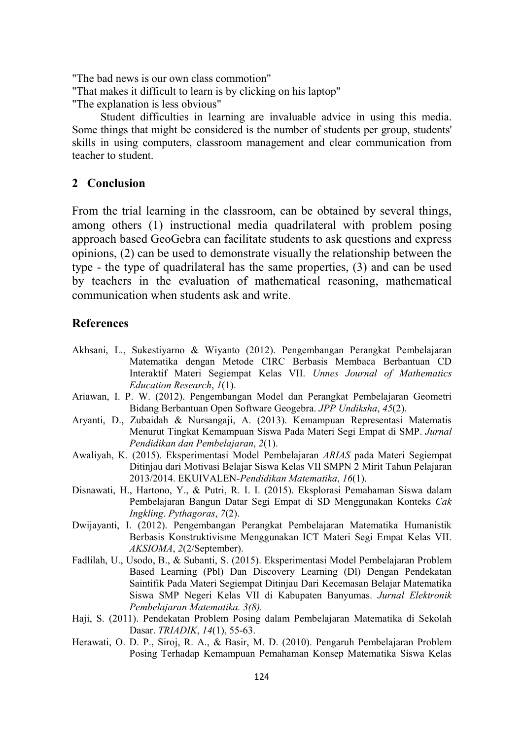"The bad news is our own class commotion"
"That makes it difficult to learn is by clicking on his laptop"
"The explanation is less obvious"

Student difficulties in learning are invaluable advice in using this media. Some things that might be considered is the number of students per group, students' skills in using computers, classroom management and clear communication from teacher to student.

## 2 Conclusion

From the trial learning in the classroom, can be obtained by several things, among others (1) instructional media quadrilateral with problem posing approach based GeoGebra can facilitate students to ask questions and express opinions, (2) can be used to demonstrate visually the relationship between the type - the type of quadrilateral has the same properties, (3) and can be used by teachers in the evaluation of mathematical reasoning, mathematical communication when students ask and write.

## References

Akhsani, L., Sukestiyarno & Wiyanto (2012). Pengembangan Perangkat Pembelajaran Matematika dengan Metode CIRC Berbasis Membaca Berbantuan CD Interaktif Materi Segiempat Kelas VII. *Unnes Journal of Mathematics Education Research*, *1*(1).

Ariawan, I. P. W. (2012). Pengembangan Model dan Perangkat Pembelajaran Geometri Bidang Berbantuan Open Software Geogebra. *JPP Undiksha*, *45*(2).

Aryanti, D., Zubaidah & Nursangaji, A. (2013). Kemampuan Representasi Matematis Menurut Tingkat Kemampuan Siswa Pada Materi Segi Empat di SMP. *Jurnal Pendidikan dan Pembelajaran*, *2*(1).

Awaliyah, K. (2015). Eksperimentasi Model Pembelajaran *ARIAS* pada Materi Segiempat Ditinjau dari Motivasi Belajar Siswa Kelas VII SMPN 2 Mirit Tahun Pelajaran 2013/2014. EKUIVALEN-*Pendidikan Matematika*, *16*(1).

Disnawati, H., Hartono, Y., & Putri, R. I. I. (2015). Eksplorasi Pemahaman Siswa dalam Pembelajaran Bangun Datar Segi Empat di SD Menggunakan Konteks *Cak Ingkling*. *Pythagoras*, *7*(2).

Dwijayanti, I. (2012). Pengembangan Perangkat Pembelajaran Matematika Humanistik Berbasis Konstruktivisme Menggunakan ICT Materi Segi Empat Kelas VII. *AKSIOMA*, *2*(2/September).

Fadlilah, U., Usodo, B., & Subanti, S. (2015). Eksperimentasi Model Pembelajaran Problem Based Learning (Pbl) Dan Discovery Learning (Dl) Dengan Pendekatan Saintifik Pada Materi Segiempat Ditinjau Dari Kecemasan Belajar Matematika Siswa SMP Negeri Kelas VII di Kabupaten Banyumas. *Jurnal Elektronik Pembelajaran Matematika. 3(8).*

Haji, S. (2011). Pendekatan Problem Posing dalam Pembelajaran Matematika di Sekolah Dasar. *TRIADIK*, *14*(1), 55-63.

Herawati, O. D. P., Siroj, R. A., & Basir, M. D. (2010). Pengaruh Pembelajaran Problem Posing Terhadap Kemampuan Pemahaman Konsep Matematika Siswa Kelas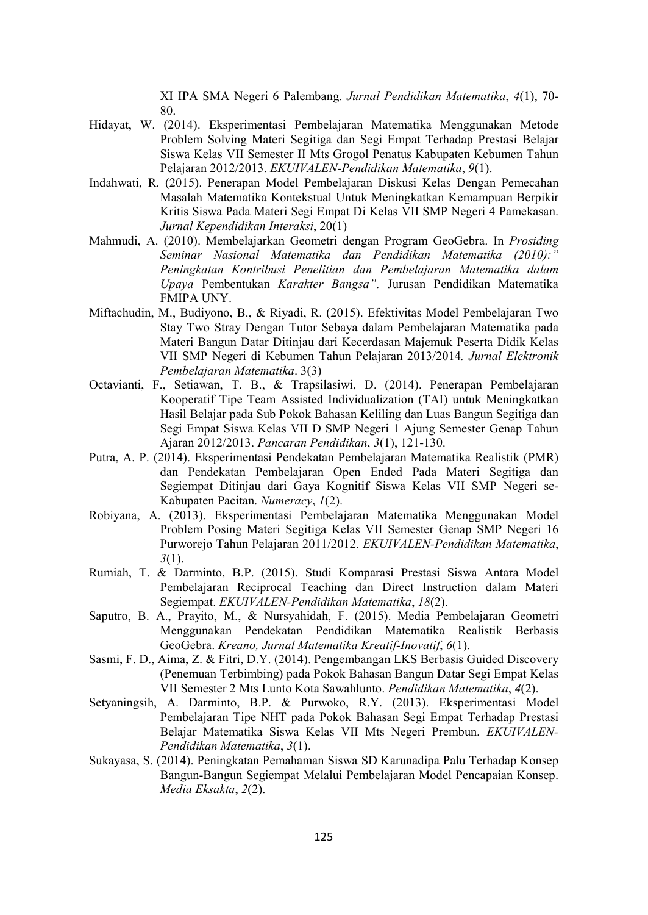XI IPA SMA Negeri 6 Palembang. *Jurnal Pendidikan Matematika*, *4*(1), 70-80.

Hidayat, W. (2014). Eksperimentasi Pembelajaran Matematika Menggunakan Metode Problem Solving Materi Segitiga dan Segi Empat Terhadap Prestasi Belajar Siswa Kelas VII Semester II Mts Grogol Penatus Kabupaten Kebumen Tahun Pelajaran 2012/2013. *EKUIVALEN-Pendidikan Matematika*, *9*(1).

Indahwati, R. (2015). Penerapan Model Pembelajaran Diskusi Kelas Dengan Pemecahan Masalah Matematika Kontekstual Untuk Meningkatkan Kemampuan Berpikir Kritis Siswa Pada Materi Segi Empat Di Kelas VII SMP Negeri 4 Pamekasan. *Jurnal Kependidikan Interaksi*, 20(1)

Mahmudi, A. (2010). Membelajarkan Geometri dengan Program GeoGebra. In *Prosiding Seminar Nasional Matematika dan Pendidikan Matematika (2010):" Peningkatan Kontribusi Penelitian dan Pembelajaran Matematika dalam Upaya* Pembentukan *Karakter Bangsa"*. Jurusan Pendidikan Matematika FMIPA UNY.

Miftachudin, M., Budiyono, B., & Riyadi, R. (2015). Efektivitas Model Pembelajaran Two Stay Two Stray Dengan Tutor Sebaya dalam Pembelajaran Matematika pada Materi Bangun Datar Ditinjau dari Kecerdasan Majemuk Peserta Didik Kelas VII SMP Negeri di Kebumen Tahun Pelajaran 2013/2014*. Jurnal Elektronik Pembelajaran Matematika*. 3(3)

Octavianti, F., Setiawan, T. B., & Trapsilasiwi, D. (2014). Penerapan Pembelajaran Kooperatif Tipe Team Assisted Individualization (TAI) untuk Meningkatkan Hasil Belajar pada Sub Pokok Bahasan Keliling dan Luas Bangun Segitiga dan Segi Empat Siswa Kelas VII D SMP Negeri 1 Ajung Semester Genap Tahun Ajaran 2012/2013. *Pancaran Pendidikan*, *3*(1), 121-130.

Putra, A. P. (2014). Eksperimentasi Pendekatan Pembelajaran Matematika Realistik (PMR) dan Pendekatan Pembelajaran Open Ended Pada Materi Segitiga dan Segiempat Ditinjau dari Gaya Kognitif Siswa Kelas VII SMP Negeri se-Kabupaten Pacitan. *Numeracy*, *1*(2).

Robiyana, A. (2013). Eksperimentasi Pembelajaran Matematika Menggunakan Model Problem Posing Materi Segitiga Kelas VII Semester Genap SMP Negeri 16 Purworejo Tahun Pelajaran 2011/2012. *EKUIVALEN-Pendidikan Matematika*, *3*(1).

Rumiah, T. & Darminto, B.P. (2015). Studi Komparasi Prestasi Siswa Antara Model Pembelajaran Reciprocal Teaching dan Direct Instruction dalam Materi Segiempat. *EKUIVALEN-Pendidikan Matematika*, *18*(2).

Saputro, B. A., Prayito, M., & Nursyahidah, F. (2015). Media Pembelajaran Geometri Menggunakan Pendekatan Pendidikan Matematika Realistik Berbasis GeoGebra. *Kreano, Jurnal Matematika Kreatif-Inovatif*, *6*(1).

Sasmi, F. D., Aima, Z. & Fitri, D.Y. (2014). Pengembangan LKS Berbasis Guided Discovery (Penemuan Terbimbing) pada Pokok Bahasan Bangun Datar Segi Empat Kelas VII Semester 2 Mts Lunto Kota Sawahlunto. *Pendidikan Matematika*, *4*(2).

Setyaningsih, A. Darminto, B.P. & Purwoko, R.Y. (2013). Eksperimentasi Model Pembelajaran Tipe NHT pada Pokok Bahasan Segi Empat Terhadap Prestasi Belajar Matematika Siswa Kelas VII Mts Negeri Prembun. *EKUIVALEN-Pendidikan Matematika*, *3*(1).

Sukayasa, S. (2014). Peningkatan Pemahaman Siswa SD Karunadipa Palu Terhadap Konsep Bangun-Bangun Segiempat Melalui Pembelajaran Model Pencapaian Konsep. *Media Eksakta*, *2*(2).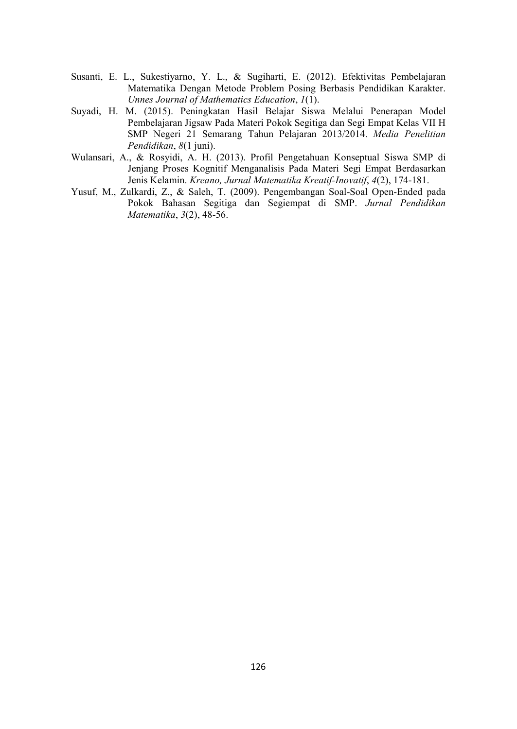Susanti, E. L., Sukestiyarno, Y. L., & Sugiharti, E. (2012). Efektivitas Pembelajaran Matematika Dengan Metode Problem Posing Berbasis Pendidikan Karakter. *Unnes Journal of Mathematics Education*, *1*(1).

Suyadi, H. M. (2015). Peningkatan Hasil Belajar Siswa Melalui Penerapan Model Pembelajaran Jigsaw Pada Materi Pokok Segitiga dan Segi Empat Kelas VII H SMP Negeri 21 Semarang Tahun Pelajaran 2013/2014. *Media Penelitian Pendidikan*, *8*(1 juni).

Wulansari, A., & Rosyidi, A. H. (2013). Profil Pengetahuan Konseptual Siswa SMP di Jenjang Proses Kognitif Menganalisis Pada Materi Segi Empat Berdasarkan Jenis Kelamin. *Kreano, Jurnal Matematika Kreatif-Inovatif*, *4*(2), 174-181.

Yusuf, M., Zulkardi, Z., & Saleh, T. (2009). Pengembangan Soal-Soal Open-Ended pada Pokok Bahasan Segitiga dan Segiempat di SMP. *Jurnal Pendidikan Matematika*, *3*(2), 48-56.